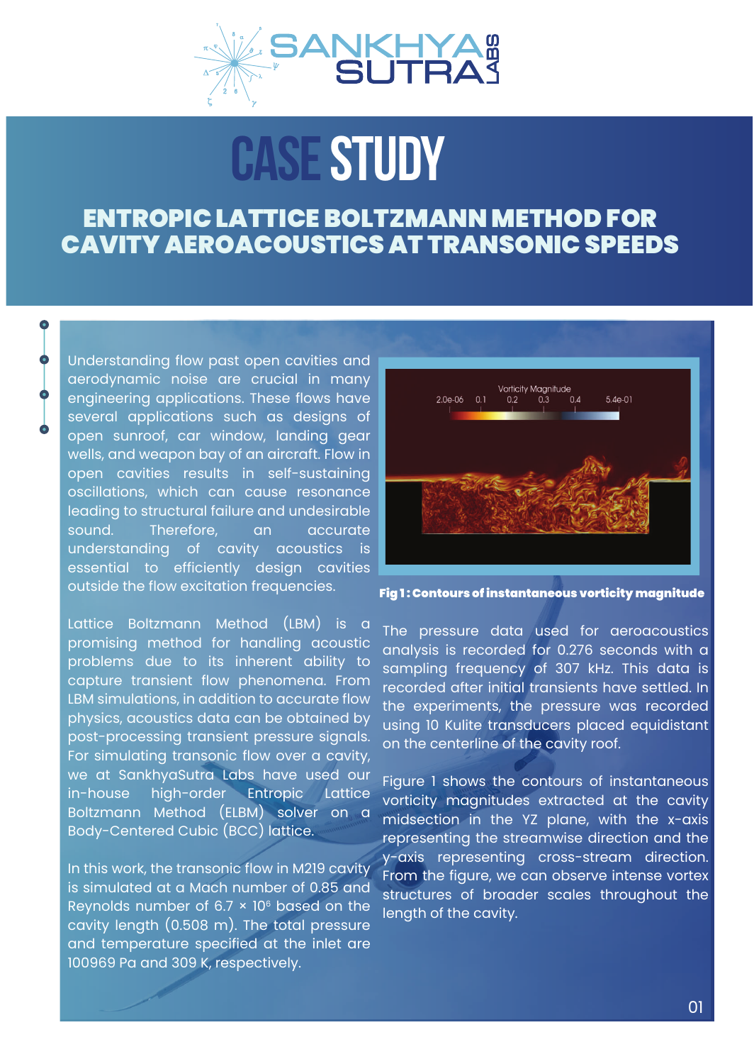# CASE STUDY

## ENTROPIC LATTICE BOLTZMANN METHOD FOR CAVITY AEROACOUSTICS AT TRANSONIC SPEEDS

Understanding flow past open cavities and aerodynamic noise are crucial in many engineering applications. These flows have several applications such as designs of open sunroof, car window, landing gear wells, and weapon bay of an aircraft. Flow in open cavities results in self-sustaining oscillations, which can cause resonance leading to structural failure and undesirable sound. Therefore, an accurate understanding of cavity acoustics is essential to efficiently design cavities outside the flow excitation frequencies.

Lattice Boltzmann Method (LBM) is a promising method for handling acoustic problems due to its inherent ability to capture transient flow phenomena. From LBM simulations, in addition to accurate flow physics, acoustics data can be obtained by post-processing transient pressure signals. For simulating transonic flow over a cavity, we at SankhyaSutra Labs have used our in-house high-order Entropic Lattice Boltzmann Method (ELBM) solver on a Body-Centered Cubic (BCC) lattice.

In this work, the transonic flow in M219 cavity is simulated at a Mach number of 0.85 and Reynolds number of $6.7 \times 10^6$ based on the cavity length (0.508 m). The total pressure and temperature specified at the inlet are 100969 Pa and 309 K, respectively.

**Fig 1 : Contours of instantaneous vorticity magnitude**

The pressure data used for aeroacoustics analysis is recorded for 0.276 seconds with a sampling frequency of 307 kHz. This data is recorded after initial transients have settled. In the experiments, the pressure was recorded using 10 Kulite transducers placed equidistant on the centerline of the cavity roof.

Figure 1 shows the contours of instantaneous vorticity magnitudes extracted at the cavity midsection in the YZ plane, with the x-axis representing the streamwise direction and the y-axis representing cross-stream direction. From the figure, we can observe intense vortex structures of broader scales throughout the length of the cavity.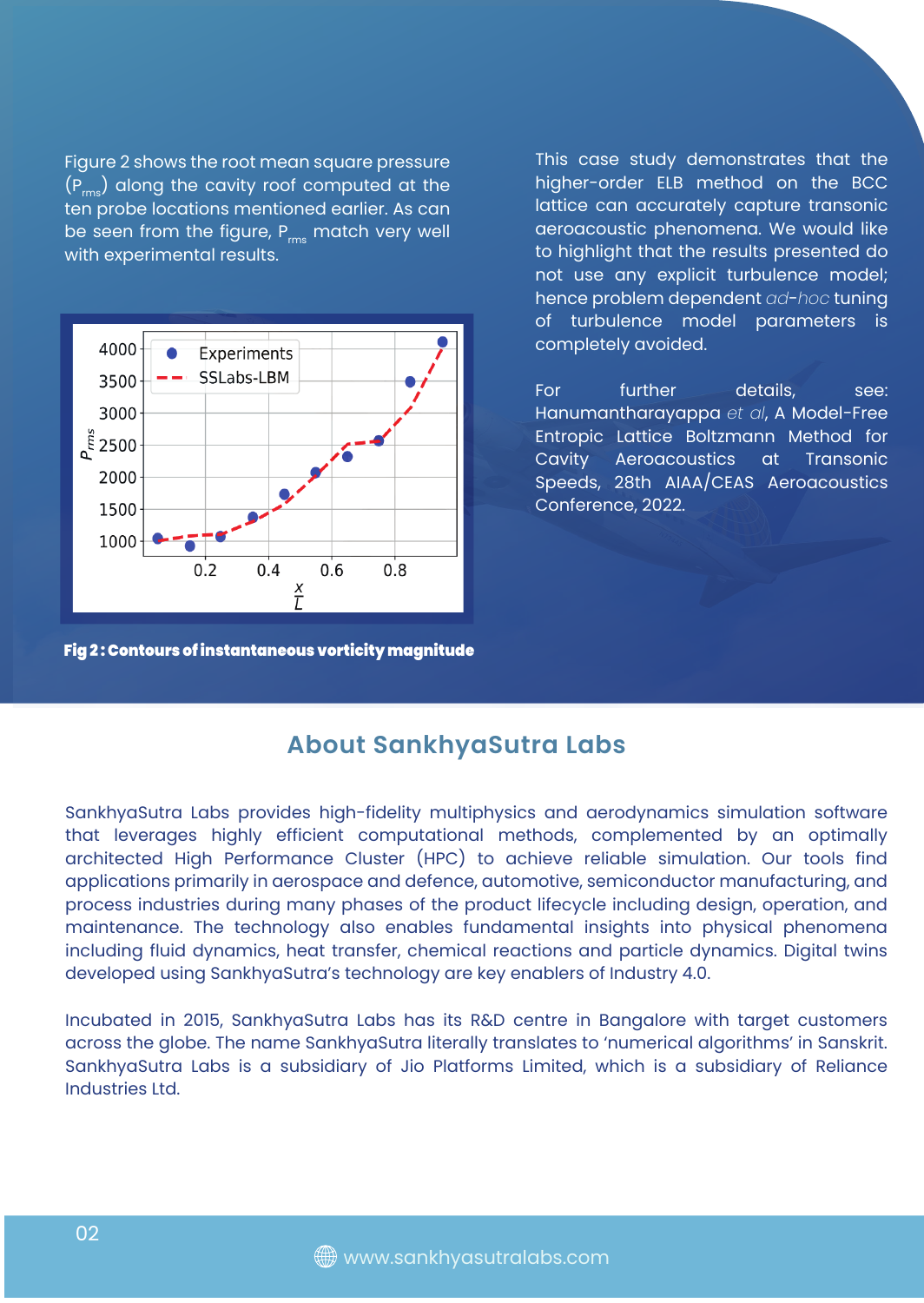Figure 2 shows the root mean square pressure ($P_{rms}$) along the cavity roof computed at the ten probe locations mentioned earlier. As can be seen from the figure, $P_{rms}$ match very well with experimental results.

Experiments
SSLabs-LBM
$P_{rms}$
4000
3500
3000
2500
2000
1500
1000
0.2
0.4
0.6
0.8
$\frac{x}{L}$

**Fig 2 : Contours of instantaneous vorticity magnitude**

This case study demonstrates that the higher-order ELB method on the BCC lattice can accurately capture transonic aeroacoustic phenomena. We would like to highlight that the results presented do not use any explicit turbulence model; hence problem dependent *ad-hoc* tuning of turbulence model parameters is completely avoided.

For further details, see: Hanumantharayappa *et al*, A Model-Free Entropic Lattice Boltzmann Method for Cavity Aeroacoustics at Transonic Speeds, 28th AIAA/CEAS Aeroacoustics Conference, 2022.

## About SankhyaSutra Labs

SankhyaSutra Labs provides high-fidelity multiphysics and aerodynamics simulation software that leverages highly efficient computational methods, complemented by an optimally architected High Performance Cluster (HPC) to achieve reliable simulation. Our tools find applications primarily in aerospace and defence, automotive, semiconductor manufacturing, and process industries during many phases of the product lifecycle including design, operation, and maintenance. The technology also enables fundamental insights into physical phenomena including fluid dynamics, heat transfer, chemical reactions and particle dynamics. Digital twins developed using SankhyaSutra's technology are key enablers of Industry 4.0.

Incubated in 2015, SankhyaSutra Labs has its R&D centre in Bangalore with target customers across the globe. The name SankhyaSutra literally translates to 'numerical algorithms' in Sanskrit. SankhyaSutra Labs is a subsidiary of Jio Platforms Limited, which is a subsidiary of Reliance Industries Ltd.

www.sankhyasutralabs.com